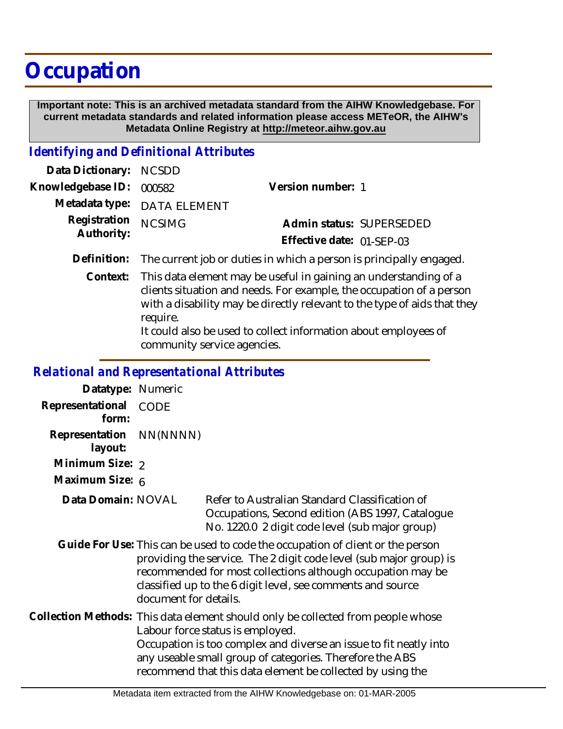# Occupation

**Important note: This is an archived metadata standard from the AIHW Knowledgebase. For current metadata standards and related information please access METeOR, the AIHW's Metadata Online Registry at http://meteor.aihw.gov.au**

## *Identifying and Definitional Attributes*

**Data Dictionary:** NCSDD

**Knowledgebase ID:** 000582

**Version number:** 1

**Metadata type:** DATA ELEMENT

**Registration Authority:** NCSIMG

**Admin status:** SUPERSEDED

**Effective date:** 01-SEP-03

**Definition:** The current job or duties in which a person is principally engaged.

**Context:** This data element may be useful in gaining an understanding of a clients situation and needs. For example, the occupation of a person with a disability may be directly relevant to the type of aids that they require.
It could also be used to collect information about employees of community service agencies.

## *Relational and Representational Attributes*

**Datatype:** Numeric

**Representational form:** CODE

**Representation layout:** NN(NNNN)

**Minimum Size:** 2

**Maximum Size:** 6

**Data Domain:** NOVAL Refer to Australian Standard Classification of Occupations, Second edition (ABS 1997, Catalogue No. 1220.0 2 digit code level (sub major group)

**Guide For Use:** This can be used to code the occupation of client or the person providing the service. The 2 digit code level (sub major group) is recommended for most collections although occupation may be classified up to the 6 digit level, see comments and source document for details.

**Collection Methods:** This data element should only be collected from people whose Labour force status is employed.
Occupation is too complex and diverse an issue to fit neatly into any useable small group of categories. Therefore the ABS recommend that this data element be collected by using the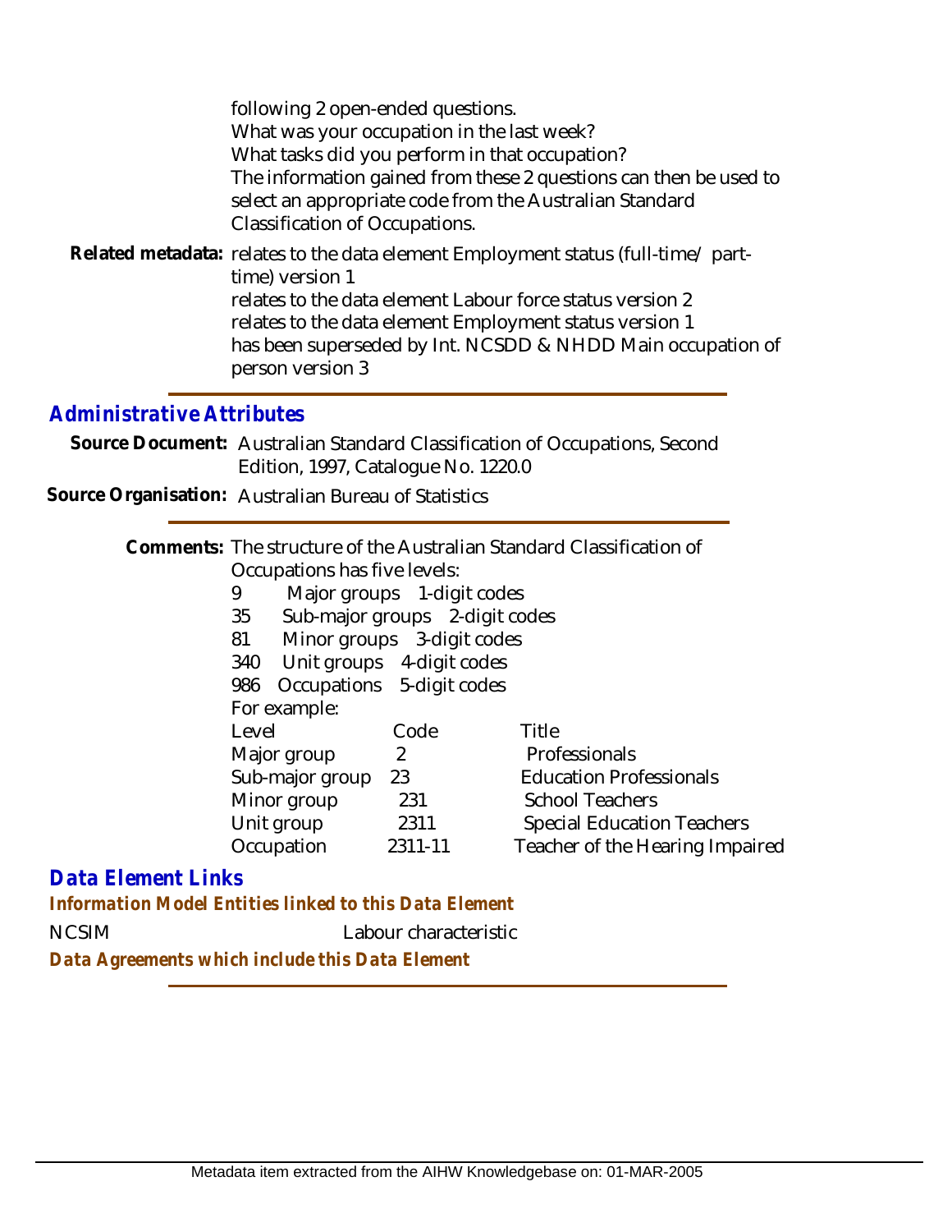following 2 open-ended questions.
What was your occupation in the last week?
What tasks did you perform in that occupation?
The information gained from these 2 questions can then be used to select an appropriate code from the Australian Standard Classification of Occupations.

**Related metadata:** relates to the data element Employment status (full-time/ part-time) version 1
relates to the data element Labour force status version 2
relates to the data element Employment status version 1
has been superseded by Int. NCSDD & NHDD Main occupation of person version 3

## Administrative Attributes

**Source Document:** Australian Standard Classification of Occupations, Second Edition, 1997, Catalogue No. 1220.0

**Source Organisation:** Australian Bureau of Statistics

**Comments:** The structure of the Australian Standard Classification of Occupations has five levels:

9 Major groups 1-digit codes
35 Sub-major groups 2-digit codes
81 Minor groups 3-digit codes
340 Unit groups 4-digit codes
986 Occupations 5-digit codes

For example:

| Level | Code | Title |
|---|---|---|
| Major group | 2 | Professionals |
| Sub-major group | 23 | Education Professionals |
| Minor group | 231 | School Teachers |
| Unit group | 2311 | Special Education Teachers |
| Occupation | 2311-11 | Teacher of the Hearing Impaired |

## Data Element Links

### Information Model Entities linked to this Data Element

NCSIM Labour characteristic

### Data Agreements which include this Data Element